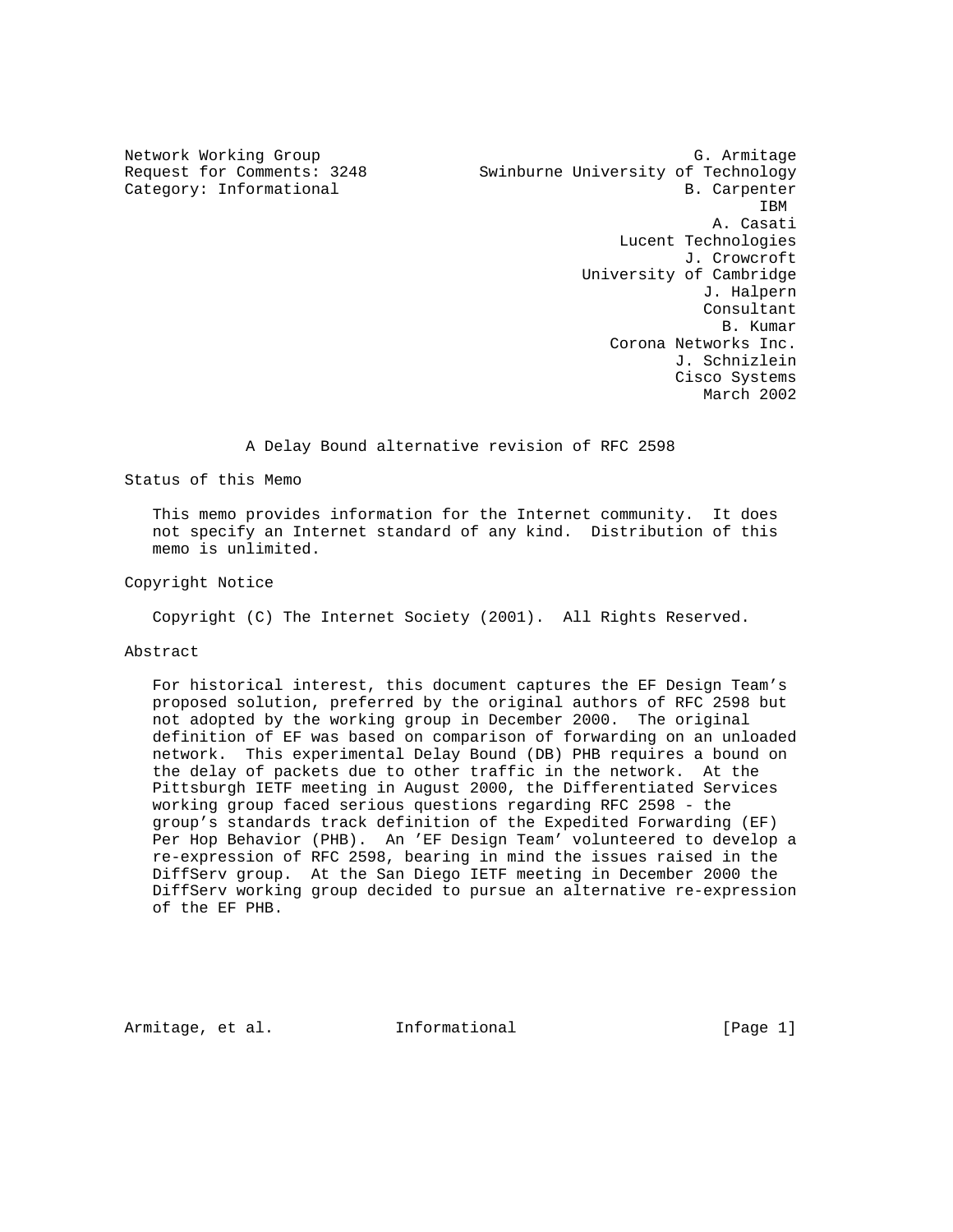Network Working Group G. Armitage
Request for Comments: 3248 Swinburne University of Technology
Category: Informational B. Carpenter
IBM
A. Casati
Lucent Technologies
J. Crowcroft
University of Cambridge
J. Halpern
Consultant
B. Kumar
Corona Networks Inc.
J. Schnizlein
Cisco Systems
March 2002

# A Delay Bound alternative revision of RFC 2598

## Status of this Memo

This memo provides information for the Internet community. It does not specify an Internet standard of any kind. Distribution of this memo is unlimited.

## Copyright Notice

Copyright (C) The Internet Society (2001). All Rights Reserved.

## Abstract

For historical interest, this document captures the EF Design Team's proposed solution, preferred by the original authors of RFC 2598 but not adopted by the working group in December 2000. The original definition of EF was based on comparison of forwarding on an unloaded network. This experimental Delay Bound (DB) PHB requires a bound on the delay of packets due to other traffic in the network. At the Pittsburgh IETF meeting in August 2000, the Differentiated Services working group faced serious questions regarding RFC 2598 - the group's standards track definition of the Expedited Forwarding (EF) Per Hop Behavior (PHB). An 'EF Design Team' volunteered to develop a re-expression of RFC 2598, bearing in mind the issues raised in the DiffServ group. At the San Diego IETF meeting in December 2000 the DiffServ working group decided to pursue an alternative re-expression of the EF PHB.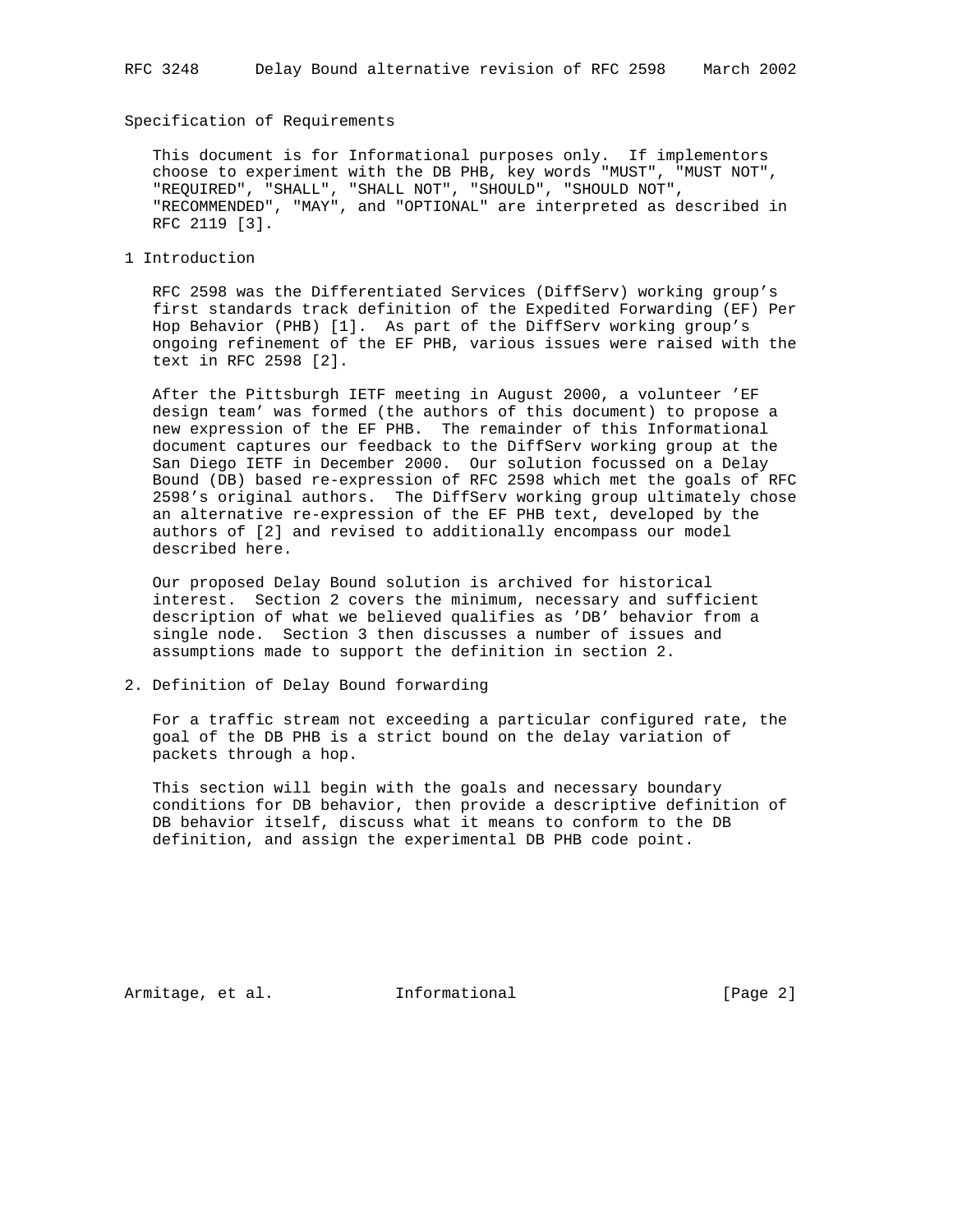## Specification of Requirements

This document is for Informational purposes only. If implementors choose to experiment with the DB PHB, key words "MUST", "MUST NOT", "REQUIRED", "SHALL", "SHALL NOT", "SHOULD", "SHOULD NOT", "RECOMMENDED", "MAY", and "OPTIONAL" are interpreted as described in RFC 2119 [3].

## 1 Introduction

RFC 2598 was the Differentiated Services (DiffServ) working group's first standards track definition of the Expedited Forwarding (EF) Per Hop Behavior (PHB) [1]. As part of the DiffServ working group's ongoing refinement of the EF PHB, various issues were raised with the text in RFC 2598 [2].

After the Pittsburgh IETF meeting in August 2000, a volunteer 'EF design team' was formed (the authors of this document) to propose a new expression of the EF PHB. The remainder of this Informational document captures our feedback to the DiffServ working group at the San Diego IETF in December 2000. Our solution focussed on a Delay Bound (DB) based re-expression of RFC 2598 which met the goals of RFC 2598's original authors. The DiffServ working group ultimately chose an alternative re-expression of the EF PHB text, developed by the authors of [2] and revised to additionally encompass our model described here.

Our proposed Delay Bound solution is archived for historical interest. Section 2 covers the minimum, necessary and sufficient description of what we believed qualifies as 'DB' behavior from a single node. Section 3 then discusses a number of issues and assumptions made to support the definition in section 2.

## 2. Definition of Delay Bound forwarding

For a traffic stream not exceeding a particular configured rate, the goal of the DB PHB is a strict bound on the delay variation of packets through a hop.

This section will begin with the goals and necessary boundary conditions for DB behavior, then provide a descriptive definition of DB behavior itself, discuss what it means to conform to the DB definition, and assign the experimental DB PHB code point.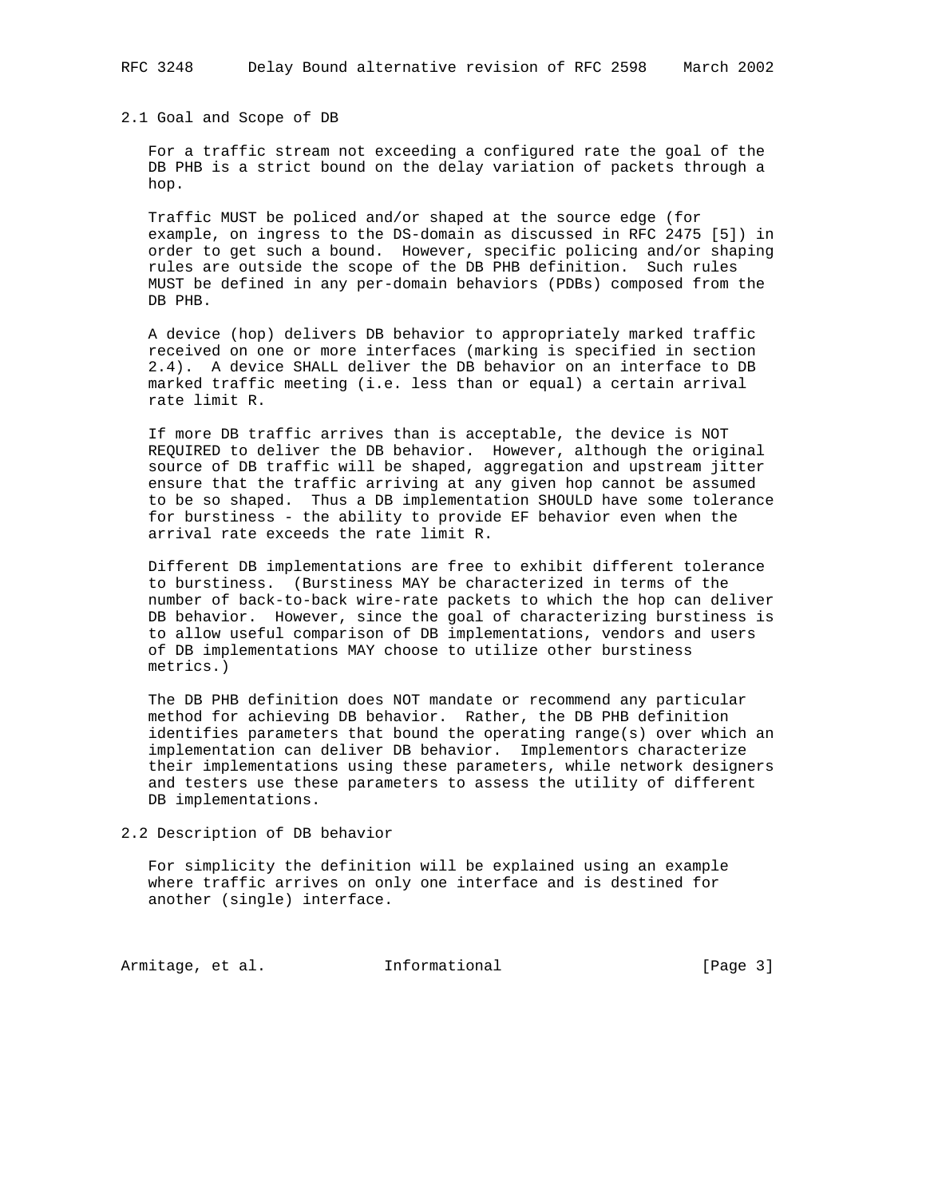## 2.1 Goal and Scope of DB

For a traffic stream not exceeding a configured rate the goal of the DB PHB is a strict bound on the delay variation of packets through a hop.

Traffic MUST be policed and/or shaped at the source edge (for example, on ingress to the DS-domain as discussed in RFC 2475 [5]) in order to get such a bound. However, specific policing and/or shaping rules are outside the scope of the DB PHB definition. Such rules MUST be defined in any per-domain behaviors (PDBs) composed from the DB PHB.

A device (hop) delivers DB behavior to appropriately marked traffic received on one or more interfaces (marking is specified in section 2.4). A device SHALL deliver the DB behavior on an interface to DB marked traffic meeting (i.e. less than or equal) a certain arrival rate limit R.

If more DB traffic arrives than is acceptable, the device is NOT REQUIRED to deliver the DB behavior. However, although the original source of DB traffic will be shaped, aggregation and upstream jitter ensure that the traffic arriving at any given hop cannot be assumed to be so shaped. Thus a DB implementation SHOULD have some tolerance for burstiness - the ability to provide EF behavior even when the arrival rate exceeds the rate limit R.

Different DB implementations are free to exhibit different tolerance to burstiness. (Burstiness MAY be characterized in terms of the number of back-to-back wire-rate packets to which the hop can deliver DB behavior. However, since the goal of characterizing burstiness is to allow useful comparison of DB implementations, vendors and users of DB implementations MAY choose to utilize other burstiness metrics.)

The DB PHB definition does NOT mandate or recommend any particular method for achieving DB behavior. Rather, the DB PHB definition identifies parameters that bound the operating range(s) over which an implementation can deliver DB behavior. Implementors characterize their implementations using these parameters, while network designers and testers use these parameters to assess the utility of different DB implementations.

## 2.2 Description of DB behavior

For simplicity the definition will be explained using an example where traffic arrives on only one interface and is destined for another (single) interface.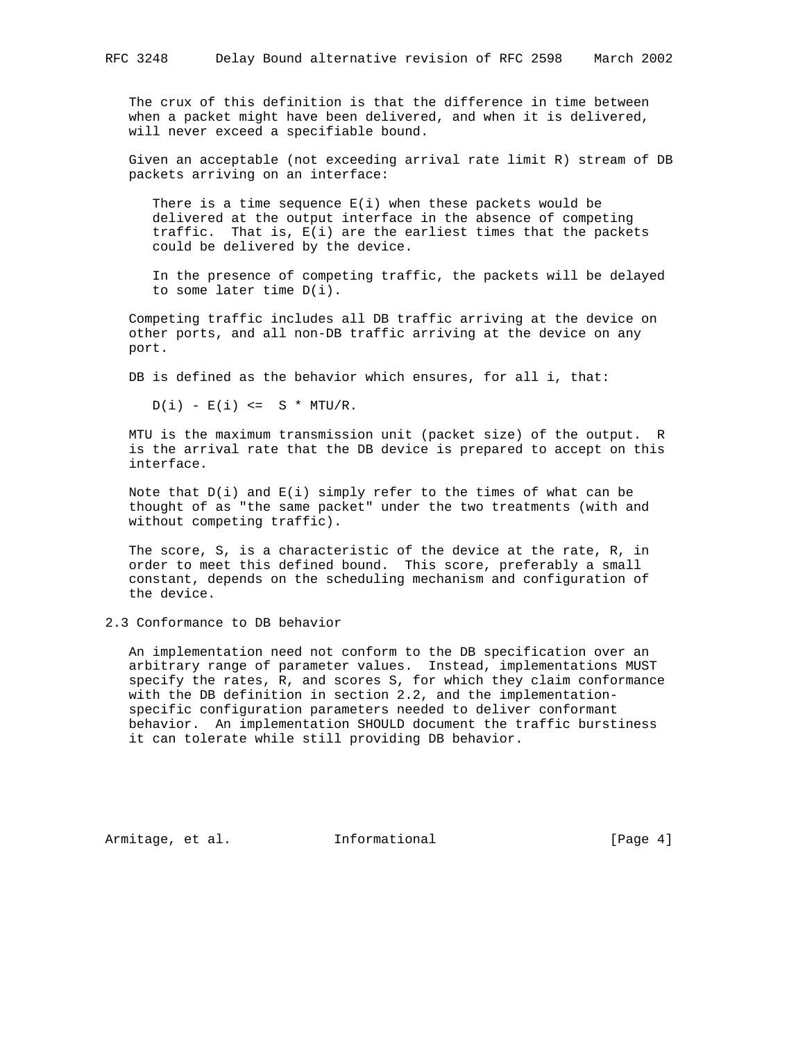The crux of this definition is that the difference in time between when a packet might have been delivered, and when it is delivered, will never exceed a specifiable bound.

Given an acceptable (not exceeding arrival rate limit R) stream of DB packets arriving on an interface:

> There is a time sequence $E(i)$ when these packets would be delivered at the output interface in the absence of competing traffic. That is, $E(i)$ are the earliest times that the packets could be delivered by the device.
>
> In the presence of competing traffic, the packets will be delayed to some later time $D(i)$.

Competing traffic includes all DB traffic arriving at the device on other ports, and all non-DB traffic arriving at the device on any port.

DB is defined as the behavior which ensures, for all i, that:

$$D(i) - E(i) \le S * MTU/R.$$

MTU is the maximum transmission unit (packet size) of the output. R is the arrival rate that the DB device is prepared to accept on this interface.

Note that $D(i)$ and $E(i)$ simply refer to the times of what can be thought of as "the same packet" under the two treatments (with and without competing traffic).

The score, S, is a characteristic of the device at the rate, R, in order to meet this defined bound. This score, preferably a small constant, depends on the scheduling mechanism and configuration of the device.

## 2.3 Conformance to DB behavior

An implementation need not conform to the DB specification over an arbitrary range of parameter values. Instead, implementations MUST specify the rates, R, and scores S, for which they claim conformance with the DB definition in section 2.2, and the implementation-specific configuration parameters needed to deliver conformant behavior. An implementation SHOULD document the traffic burstiness it can tolerate while still providing DB behavior.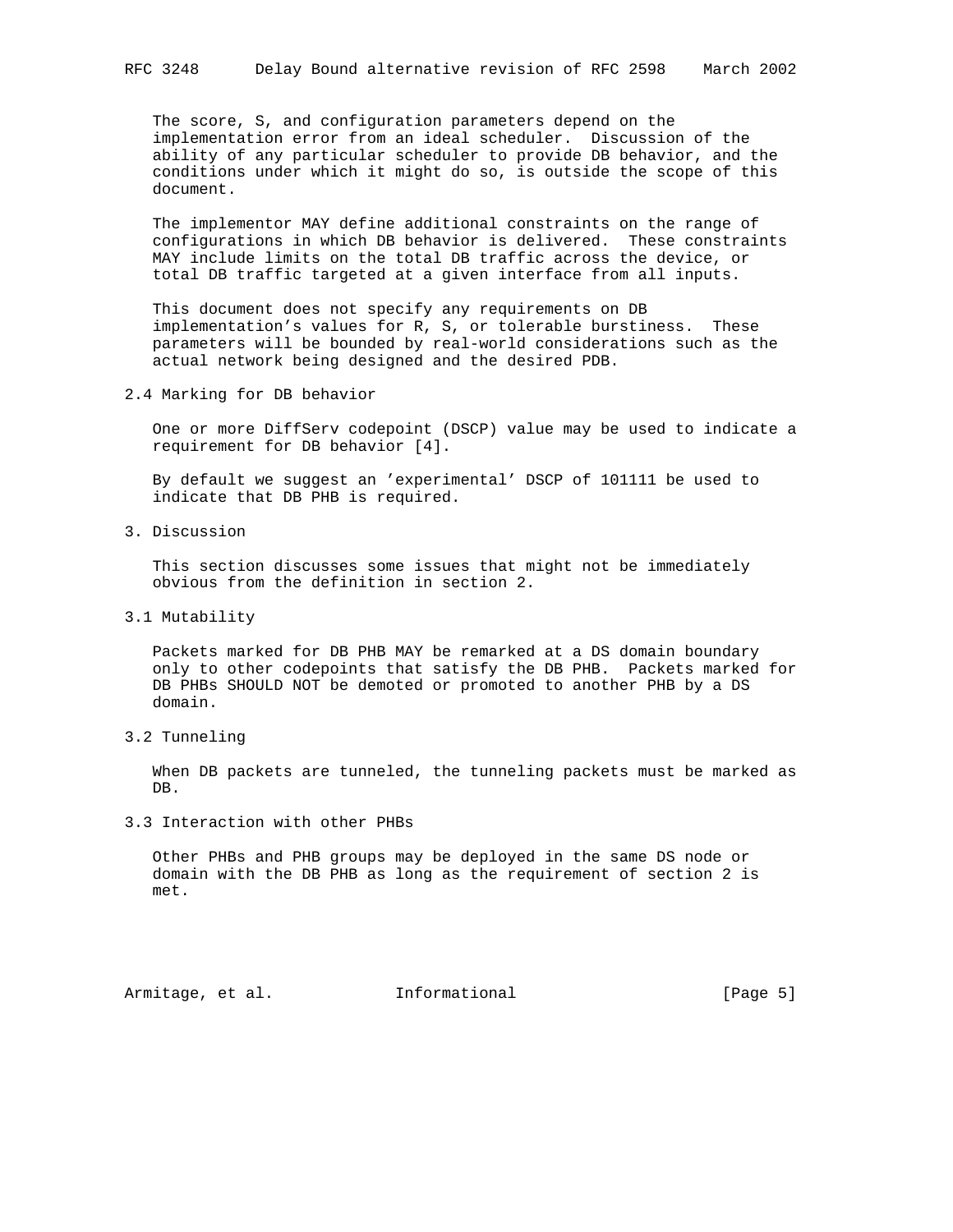The score, S, and configuration parameters depend on the implementation error from an ideal scheduler. Discussion of the ability of any particular scheduler to provide DB behavior, and the conditions under which it might do so, is outside the scope of this document.

The implementor MAY define additional constraints on the range of configurations in which DB behavior is delivered. These constraints MAY include limits on the total DB traffic across the device, or total DB traffic targeted at a given interface from all inputs.

This document does not specify any requirements on DB implementation's values for R, S, or tolerable burstiness. These parameters will be bounded by real-world considerations such as the actual network being designed and the desired PDB.

## 2.4 Marking for DB behavior

One or more DiffServ codepoint (DSCP) value may be used to indicate a requirement for DB behavior [4].

By default we suggest an 'experimental' DSCP of 101111 be used to indicate that DB PHB is required.

# 3. Discussion

This section discusses some issues that might not be immediately obvious from the definition in section 2.

## 3.1 Mutability

Packets marked for DB PHB MAY be remarked at a DS domain boundary only to other codepoints that satisfy the DB PHB. Packets marked for DB PHBs SHOULD NOT be demoted or promoted to another PHB by a DS domain.

## 3.2 Tunneling

When DB packets are tunneled, the tunneling packets must be marked as DB.

## 3.3 Interaction with other PHBs

Other PHBs and PHB groups may be deployed in the same DS node or domain with the DB PHB as long as the requirement of section 2 is met.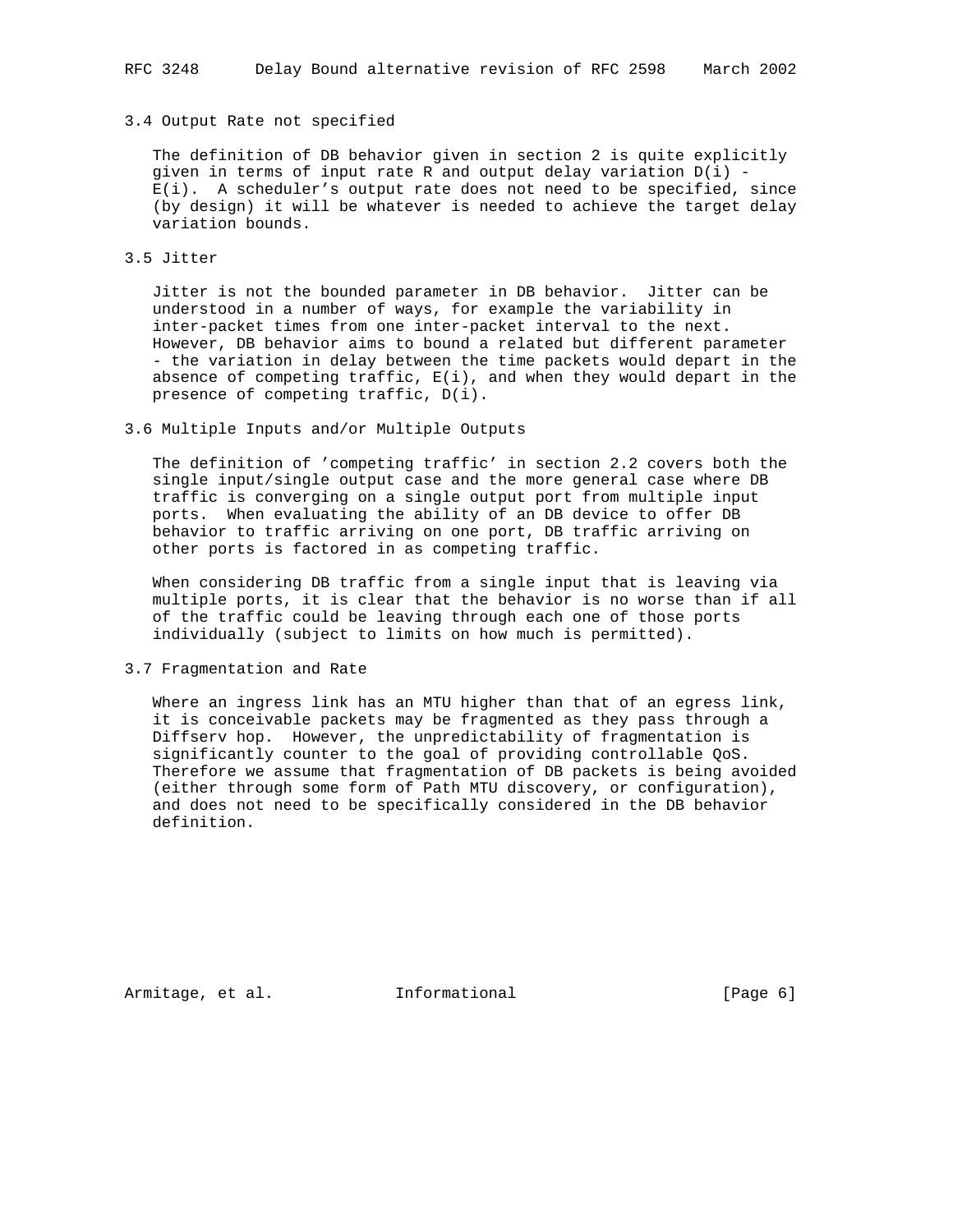### 3.4 Output Rate not specified

The definition of DB behavior given in section 2 is quite explicitly given in terms of input rate R and output delay variation $D(i) - E(i)$. A scheduler's output rate does not need to be specified, since (by design) it will be whatever is needed to achieve the target delay variation bounds.

### 3.5 Jitter

Jitter is not the bounded parameter in DB behavior. Jitter can be understood in a number of ways, for example the variability in inter-packet times from one inter-packet interval to the next. However, DB behavior aims to bound a related but different parameter - the variation in delay between the time packets would depart in the absence of competing traffic, $E(i)$, and when they would depart in the presence of competing traffic, $D(i)$.

### 3.6 Multiple Inputs and/or Multiple Outputs

The definition of 'competing traffic' in section 2.2 covers both the single input/single output case and the more general case where DB traffic is converging on a single output port from multiple input ports. When evaluating the ability of an DB device to offer DB behavior to traffic arriving on one port, DB traffic arriving on other ports is factored in as competing traffic.

When considering DB traffic from a single input that is leaving via multiple ports, it is clear that the behavior is no worse than if all of the traffic could be leaving through each one of those ports individually (subject to limits on how much is permitted).

### 3.7 Fragmentation and Rate

Where an ingress link has an MTU higher than that of an egress link, it is conceivable packets may be fragmented as they pass through a Diffserv hop. However, the unpredictability of fragmentation is significantly counter to the goal of providing controllable QoS. Therefore we assume that fragmentation of DB packets is being avoided (either through some form of Path MTU discovery, or configuration), and does not need to be specifically considered in the DB behavior definition.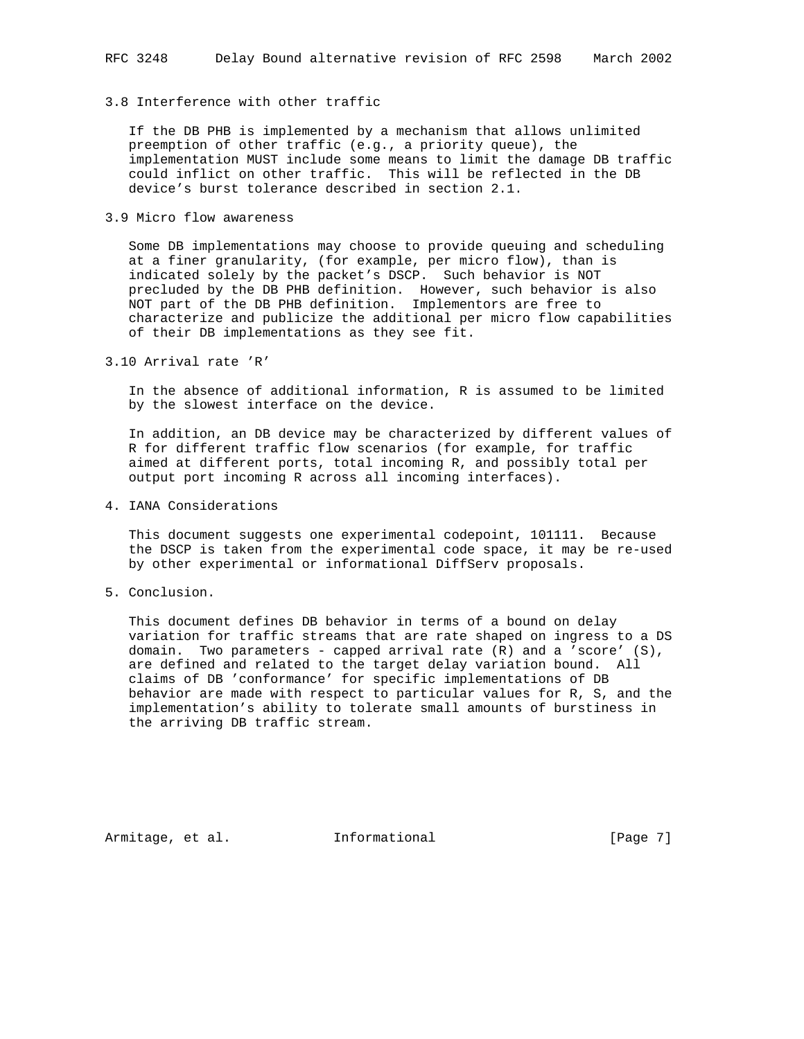### 3.8 Interference with other traffic

If the DB PHB is implemented by a mechanism that allows unlimited preemption of other traffic (e.g., a priority queue), the implementation MUST include some means to limit the damage DB traffic could inflict on other traffic. This will be reflected in the DB device's burst tolerance described in section 2.1.

### 3.9 Micro flow awareness

Some DB implementations may choose to provide queuing and scheduling at a finer granularity, (for example, per micro flow), than is indicated solely by the packet's DSCP. Such behavior is NOT precluded by the DB PHB definition. However, such behavior is also NOT part of the DB PHB definition. Implementors are free to characterize and publicize the additional per micro flow capabilities of their DB implementations as they see fit.

### 3.10 Arrival rate 'R'

In the absence of additional information, R is assumed to be limited by the slowest interface on the device.

In addition, an DB device may be characterized by different values of R for different traffic flow scenarios (for example, for traffic aimed at different ports, total incoming R, and possibly total per output port incoming R across all incoming interfaces).

## 4. IANA Considerations

This document suggests one experimental codepoint, 101111. Because the DSCP is taken from the experimental code space, it may be re-used by other experimental or informational DiffServ proposals.

## 5. Conclusion.

This document defines DB behavior in terms of a bound on delay variation for traffic streams that are rate shaped on ingress to a DS domain. Two parameters - capped arrival rate (R) and a 'score' (S), are defined and related to the target delay variation bound. All claims of DB 'conformance' for specific implementations of DB behavior are made with respect to particular values for R, S, and the implementation's ability to tolerate small amounts of burstiness in the arriving DB traffic stream.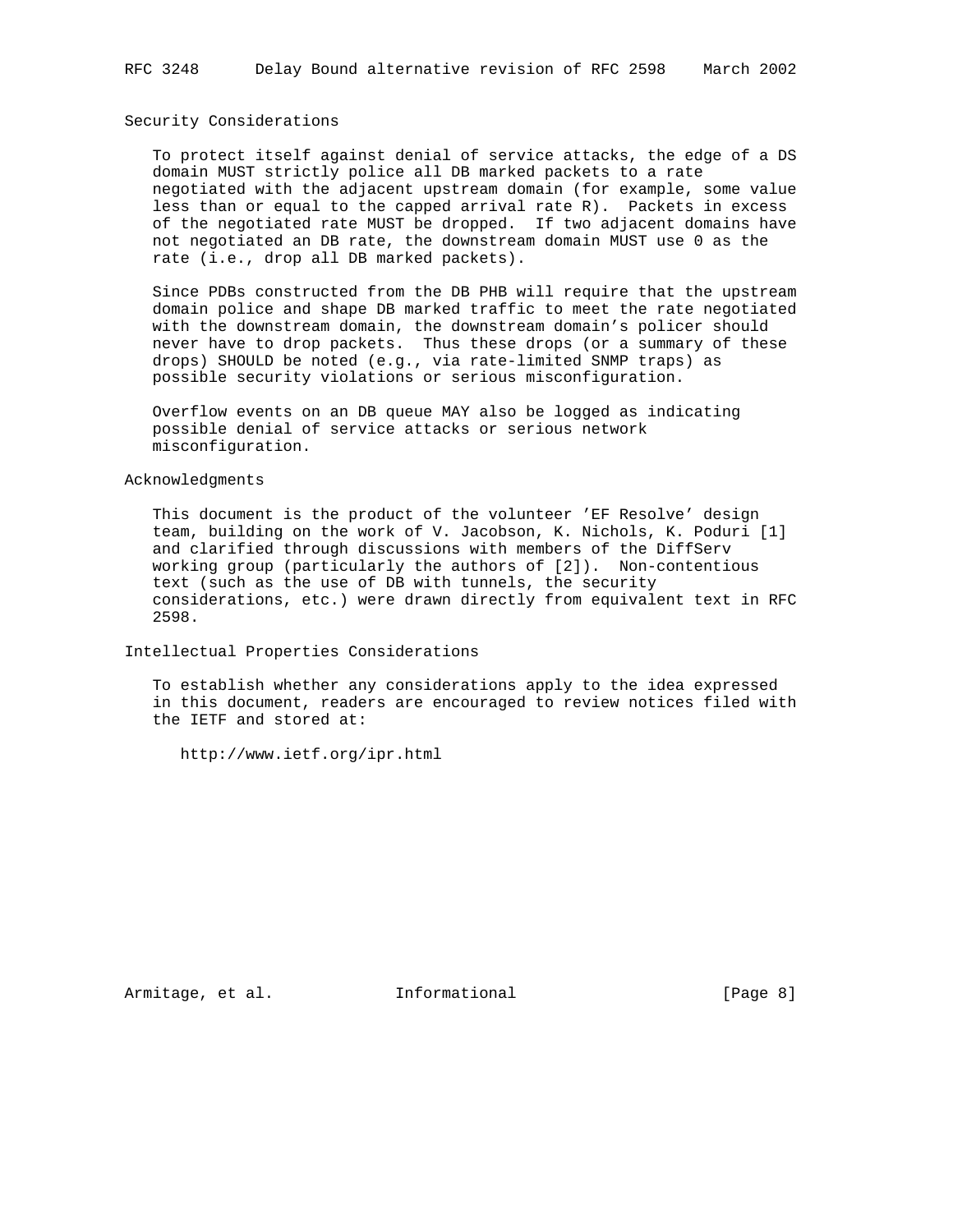## Security Considerations

To protect itself against denial of service attacks, the edge of a DS domain MUST strictly police all DB marked packets to a rate negotiated with the adjacent upstream domain (for example, some value less than or equal to the capped arrival rate R). Packets in excess of the negotiated rate MUST be dropped. If two adjacent domains have not negotiated an DB rate, the downstream domain MUST use 0 as the rate (i.e., drop all DB marked packets).

Since PDBs constructed from the DB PHB will require that the upstream domain police and shape DB marked traffic to meet the rate negotiated with the downstream domain, the downstream domain's policer should never have to drop packets. Thus these drops (or a summary of these drops) SHOULD be noted (e.g., via rate-limited SNMP traps) as possible security violations or serious misconfiguration.

Overflow events on an DB queue MAY also be logged as indicating possible denial of service attacks or serious network misconfiguration.

## Acknowledgments

This document is the product of the volunteer 'EF Resolve' design team, building on the work of V. Jacobson, K. Nichols, K. Poduri [1] and clarified through discussions with members of the DiffServ working group (particularly the authors of [2]). Non-contentious text (such as the use of DB with tunnels, the security considerations, etc.) were drawn directly from equivalent text in RFC 2598.

## Intellectual Properties Considerations

To establish whether any considerations apply to the idea expressed in this document, readers are encouraged to review notices filed with the IETF and stored at:

http://www.ietf.org/ipr.html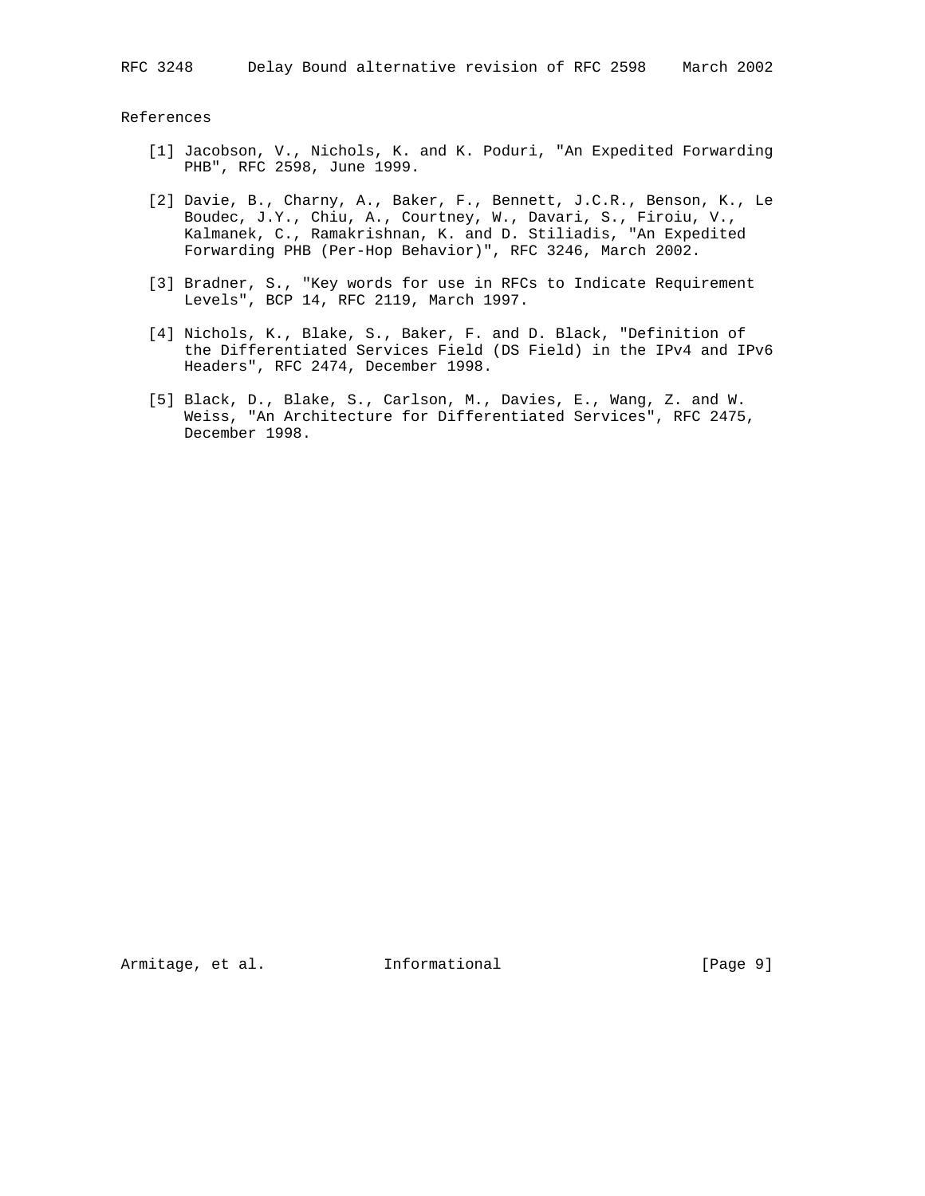## References

[1] Jacobson, V., Nichols, K. and K. Poduri, "An Expedited Forwarding PHB", RFC 2598, June 1999.

[2] Davie, B., Charny, A., Baker, F., Bennett, J.C.R., Benson, K., Le Boudec, J.Y., Chiu, A., Courtney, W., Davari, S., Firoiu, V., Kalmanek, C., Ramakrishnan, K. and D. Stiliadis, "An Expedited Forwarding PHB (Per-Hop Behavior)", RFC 3246, March 2002.

[3] Bradner, S., "Key words for use in RFCs to Indicate Requirement Levels", BCP 14, RFC 2119, March 1997.

[4] Nichols, K., Blake, S., Baker, F. and D. Black, "Definition of the Differentiated Services Field (DS Field) in the IPv4 and IPv6 Headers", RFC 2474, December 1998.

[5] Black, D., Blake, S., Carlson, M., Davies, E., Wang, Z. and W. Weiss, "An Architecture for Differentiated Services", RFC 2475, December 1998.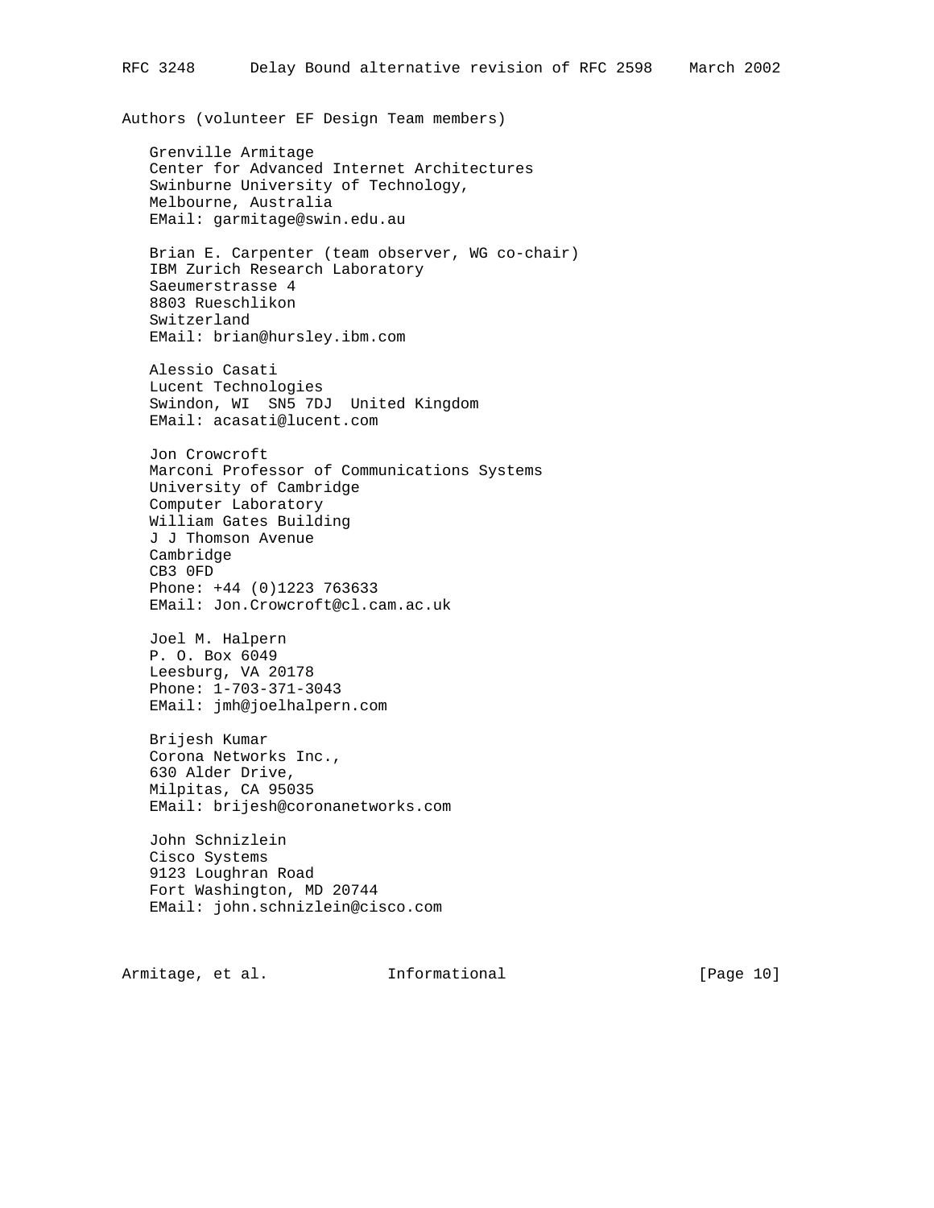## Authors (volunteer EF Design Team members)

Grenville Armitage
Center for Advanced Internet Architectures
Swinburne University of Technology,
Melbourne, Australia
EMail: garmitage@swin.edu.au

Brian E. Carpenter (team observer, WG co-chair)
IBM Zurich Research Laboratory
Saeumerstrasse 4
8803 Rueschlikon
Switzerland
EMail: brian@hursley.ibm.com

Alessio Casati
Lucent Technologies
Swindon, WI  SN5 7DJ  United Kingdom
EMail: acasati@lucent.com

Jon Crowcroft
Marconi Professor of Communications Systems
University of Cambridge
Computer Laboratory
William Gates Building
J J Thomson Avenue
Cambridge
CB3 0FD
Phone: +44 (0)1223 763633
EMail: Jon.Crowcroft@cl.cam.ac.uk

Joel M. Halpern
P. O. Box 6049
Leesburg, VA 20178
Phone: 1-703-371-3043
EMail: jmh@joelhalpern.com

Brijesh Kumar
Corona Networks Inc.,
630 Alder Drive,
Milpitas, CA 95035
EMail: brijesh@coronanetworks.com

John Schnizlein
Cisco Systems
9123 Loughran Road
Fort Washington, MD 20744
EMail: john.schnizlein@cisco.com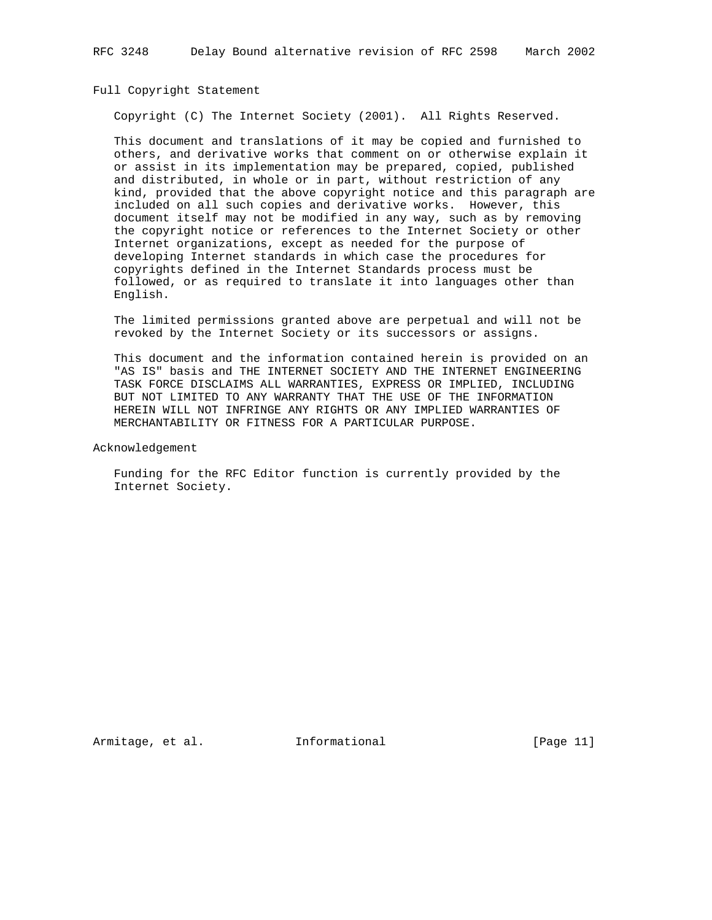## Full Copyright Statement

Copyright (C) The Internet Society (2001). All Rights Reserved.

This document and translations of it may be copied and furnished to others, and derivative works that comment on or otherwise explain it or assist in its implementation may be prepared, copied, published and distributed, in whole or in part, without restriction of any kind, provided that the above copyright notice and this paragraph are included on all such copies and derivative works. However, this document itself may not be modified in any way, such as by removing the copyright notice or references to the Internet Society or other Internet organizations, except as needed for the purpose of developing Internet standards in which case the procedures for copyrights defined in the Internet Standards process must be followed, or as required to translate it into languages other than English.

The limited permissions granted above are perpetual and will not be revoked by the Internet Society or its successors or assigns.

This document and the information contained herein is provided on an "AS IS" basis and THE INTERNET SOCIETY AND THE INTERNET ENGINEERING TASK FORCE DISCLAIMS ALL WARRANTIES, EXPRESS OR IMPLIED, INCLUDING BUT NOT LIMITED TO ANY WARRANTY THAT THE USE OF THE INFORMATION HEREIN WILL NOT INFRINGE ANY RIGHTS OR ANY IMPLIED WARRANTIES OF MERCHANTABILITY OR FITNESS FOR A PARTICULAR PURPOSE.

## Acknowledgement

Funding for the RFC Editor function is currently provided by the Internet Society.